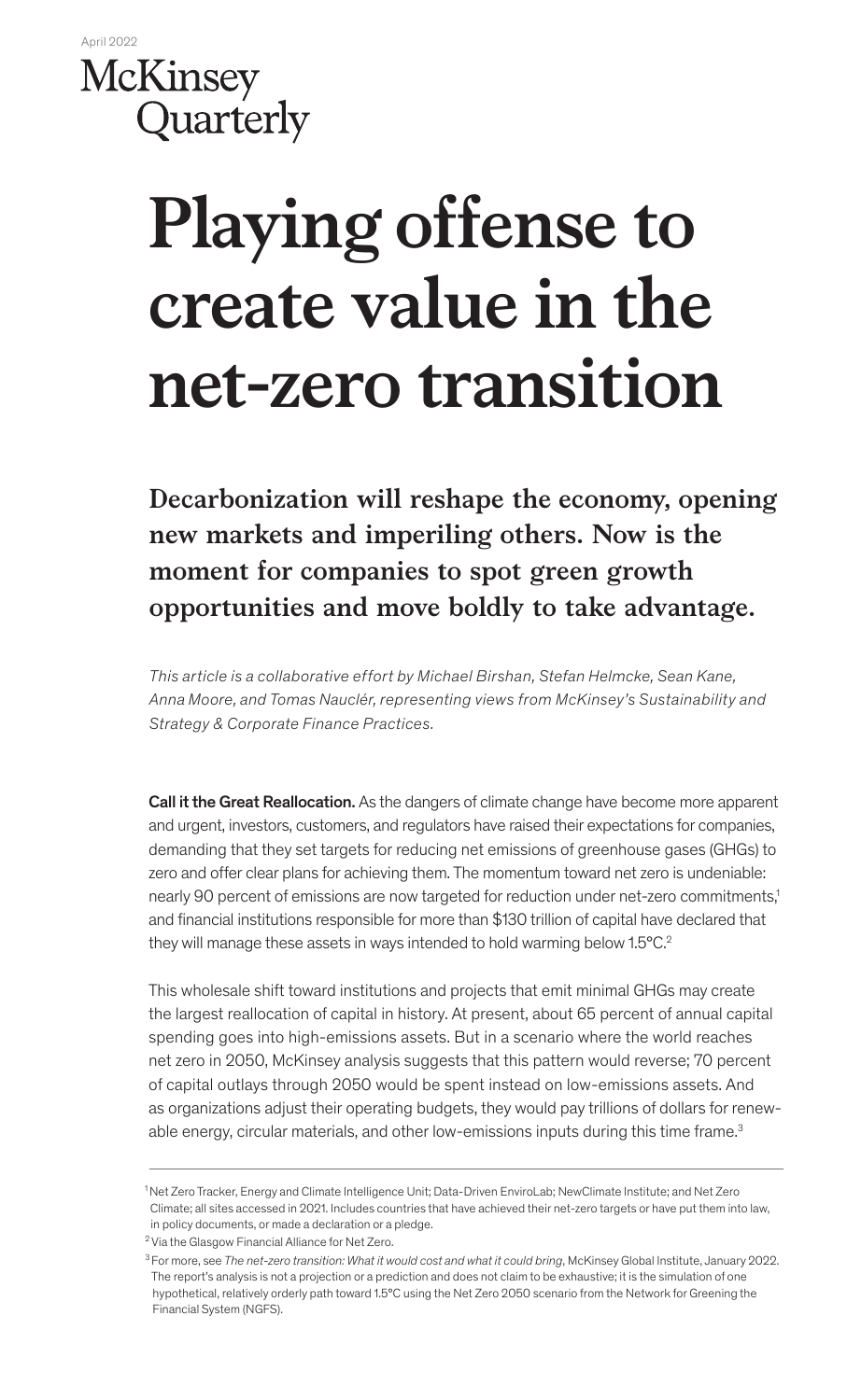April 2022

McKinsey Quarterly

# Playing offense to create value in the net-zero transition

**Decarbonization will reshape the economy, opening new markets and imperiling others. Now is the moment for companies to spot green growth opportunities and move boldly to take advantage.**

*This article is a collaborative effort by Michael Birshan, Stefan Helmcke, Sean Kane, Anna Moore, and Tomas Nauclér, representing views from McKinsey's Sustainability and Strategy & Corporate Finance Practices.*

**Call it the Great Reallocation.** As the dangers of climate change have become more apparent and urgent, investors, customers, and regulators have raised their expectations for companies, demanding that they set targets for reducing net emissions of greenhouse gases (GHGs) to zero and offer clear plans for achieving them. The momentum toward net zero is undeniable: nearly 90 percent of emissions are now targeted for reduction under net-zero commitments,[1] and financial institutions responsible for more than $130 trillion of capital have declared that they will manage these assets in ways intended to hold warming below 1.5°C.[2]

This wholesale shift toward institutions and projects that emit minimal GHGs may create the largest reallocation of capital in history. At present, about 65 percent of annual capital spending goes into high-emissions assets. But in a scenario where the world reaches net zero in 2050, McKinsey analysis suggests that this pattern would reverse; 70 percent of capital outlays through 2050 would be spent instead on low-emissions assets. And as organizations adjust their operating budgets, they would pay trillions of dollars for renewable energy, circular materials, and other low-emissions inputs during this time frame.[3]

---

[1] Net Zero Tracker, Energy and Climate Intelligence Unit; Data-Driven EnviroLab; NewClimate Institute; and Net Zero Climate; all sites accessed in 2021. Includes countries that have achieved their net-zero targets or have put them into law, in policy documents, or made a declaration or a pledge.

[2] Via the Glasgow Financial Alliance for Net Zero.

[3] For more, see *The net-zero transition: What it would cost and what it could bring*, McKinsey Global Institute, January 2022. The report's analysis is not a projection or a prediction and does not claim to be exhaustive; it is the simulation of one hypothetical, relatively orderly path toward 1.5°C using the Net Zero 2050 scenario from the Network for Greening the Financial System (NGFS).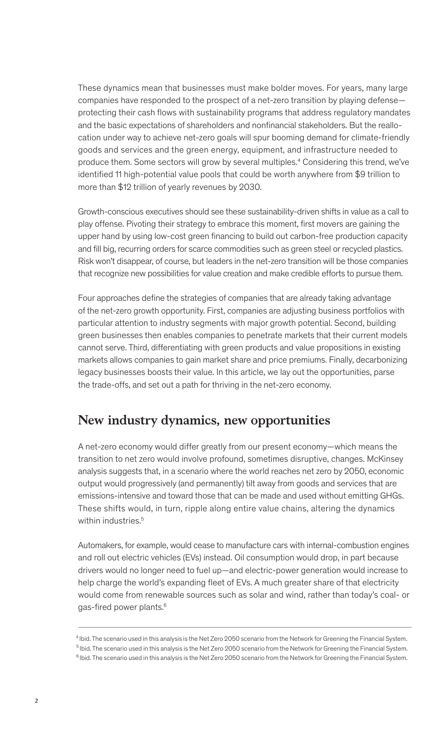These dynamics mean that businesses must make bolder moves. For years, many large companies have responded to the prospect of a net-zero transition by playing defense—protecting their cash flows with sustainability programs that address regulatory mandates and the basic expectations of shareholders and nonfinancial stakeholders. But the reallocation under way to achieve net-zero goals will spur booming demand for climate-friendly goods and services and the green energy, equipment, and infrastructure needed to produce them. Some sectors will grow by several multiples.[4] Considering this trend, we've identified 11 high-potential value pools that could be worth anywhere from \$9 trillion to more than \$12 trillion of yearly revenues by 2030.

Growth-conscious executives should see these sustainability-driven shifts in value as a call to play offense. Pivoting their strategy to embrace this moment, first movers are gaining the upper hand by using low-cost green financing to build out carbon-free production capacity and fill big, recurring orders for scarce commodities such as green steel or recycled plastics. Risk won't disappear, of course, but leaders in the net-zero transition will be those companies that recognize new possibilities for value creation and make credible efforts to pursue them.

Four approaches define the strategies of companies that are already taking advantage of the net-zero growth opportunity. First, companies are adjusting business portfolios with particular attention to industry segments with major growth potential. Second, building green businesses then enables companies to penetrate markets that their current models cannot serve. Third, differentiating with green products and value propositions in existing markets allows companies to gain market share and price premiums. Finally, decarbonizing legacy businesses boosts their value. In this article, we lay out the opportunities, parse the trade-offs, and set out a path for thriving in the net-zero economy.

## New industry dynamics, new opportunities

A net-zero economy would differ greatly from our present economy—which means the transition to net zero would involve profound, sometimes disruptive, changes. McKinsey analysis suggests that, in a scenario where the world reaches net zero by 2050, economic output would progressively (and permanently) tilt away from goods and services that are emissions-intensive and toward those that can be made and used without emitting GHGs. These shifts would, in turn, ripple along entire value chains, altering the dynamics within industries.[5]

Automakers, for example, would cease to manufacture cars with internal-combustion engines and roll out electric vehicles (EVs) instead. Oil consumption would drop, in part because drivers would no longer need to fuel up—and electric-power generation would increase to help charge the world's expanding fleet of EVs. A much greater share of that electricity would come from renewable sources such as solar and wind, rather than today's coal- or gas-fired power plants.[6]

---

[4] Ibid. The scenario used in this analysis is the Net Zero 2050 scenario from the Network for Greening the Financial System.

[5] Ibid. The scenario used in this analysis is the Net Zero 2050 scenario from the Network for Greening the Financial System.

[6] Ibid. The scenario used in this analysis is the Net Zero 2050 scenario from the Network for Greening the Financial System.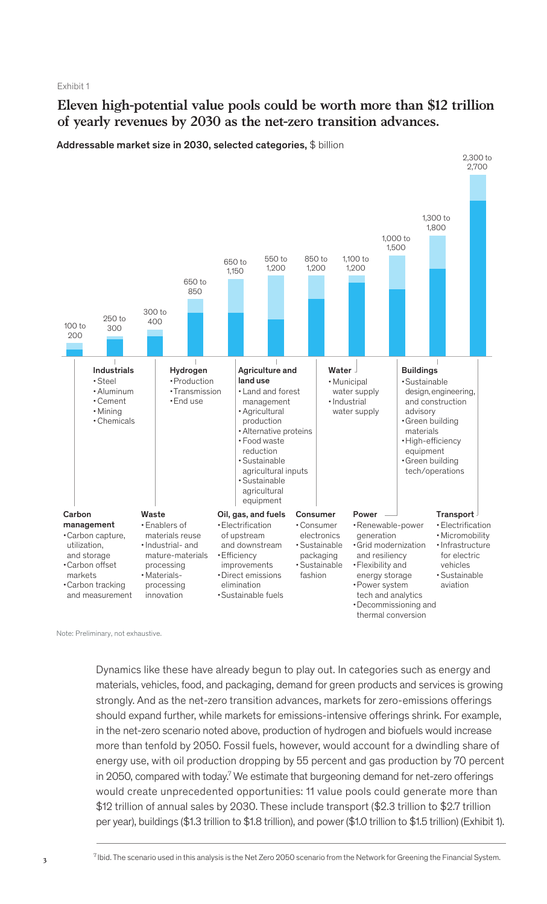Exhibit 1

## Eleven high-potential value pools could be worth more than $12 trillion of yearly revenues by 2030 as the net-zero transition advances.

**Addressable market size in 2030, selected categories,** $ billion

| Category | Addressable market size in 2030, $ billion | Subcategories |
|---|---|---|
| Carbon management | 100 to 200 | Carbon capture, utilization, and storage; Carbon offset markets; Carbon tracking and measurement |
| Industrials | 250 to 300 | Steel; Aluminum; Cement; Mining; Chemicals |
| Waste | 300 to 400 | Enablers of materials reuse; Industrial- and mature-materials processing; Materials-processing innovation |
| Hydrogen | 650 to 850 | Production; Transmission; End use |
| Oil, gas, and fuels | 650 to 1,150 | Electrification of upstream and downstream; Efficiency improvements; Direct emissions elimination; Sustainable fuels |
| Agriculture and land use | 550 to 1,200 | Land and forest management; Agricultural production; Alternative proteins; Food waste reduction; Sustainable agricultural inputs; Sustainable agricultural equipment |
| Consumer | 850 to 1,200 | Consumer electronics; Sustainable packaging; Sustainable fashion |
| Water | 1,100 to 1,200 | Municipal water supply; Industrial water supply |
| Power | 1,000 to 1,500 | Renewable-power generation; Grid modernization and resiliency; Flexibility and energy storage; Power system tech and analytics; Decommissioning and thermal conversion |
| Buildings | 1,300 to 1,800 | Sustainable design, engineering, and construction advisory; Green building materials; High-efficiency equipment; Green building tech/operations |
| Transport | 2,300 to 2,700 | Electrification; Micromobility; Infrastructure for electric vehicles; Sustainable aviation |

Note: Preliminary, not exhaustive.

Dynamics like these have already begun to play out. In categories such as energy and materials, vehicles, food, and packaging, demand for green products and services is growing strongly. And as the net-zero transition advances, markets for zero-emissions offerings should expand further, while markets for emissions-intensive offerings shrink. For example, in the net-zero scenario noted above, production of hydrogen and biofuels would increase more than tenfold by 2050. Fossil fuels, however, would account for a dwindling share of energy use, with oil production dropping by 55 percent and gas production by 70 percent in 2050, compared with today.[7] We estimate that burgeoning demand for net-zero offerings would create unprecedented opportunities: 11 value pools could generate more than $12 trillion of annual sales by 2030. These include transport ($2.3 trillion to $2.7 trillion per year), buildings ($1.3 trillion to $1.8 trillion), and power ($1.0 trillion to $1.5 trillion) (Exhibit 1).

[7] Ibid. The scenario used in this analysis is the Net Zero 2050 scenario from the Network for Greening the Financial System.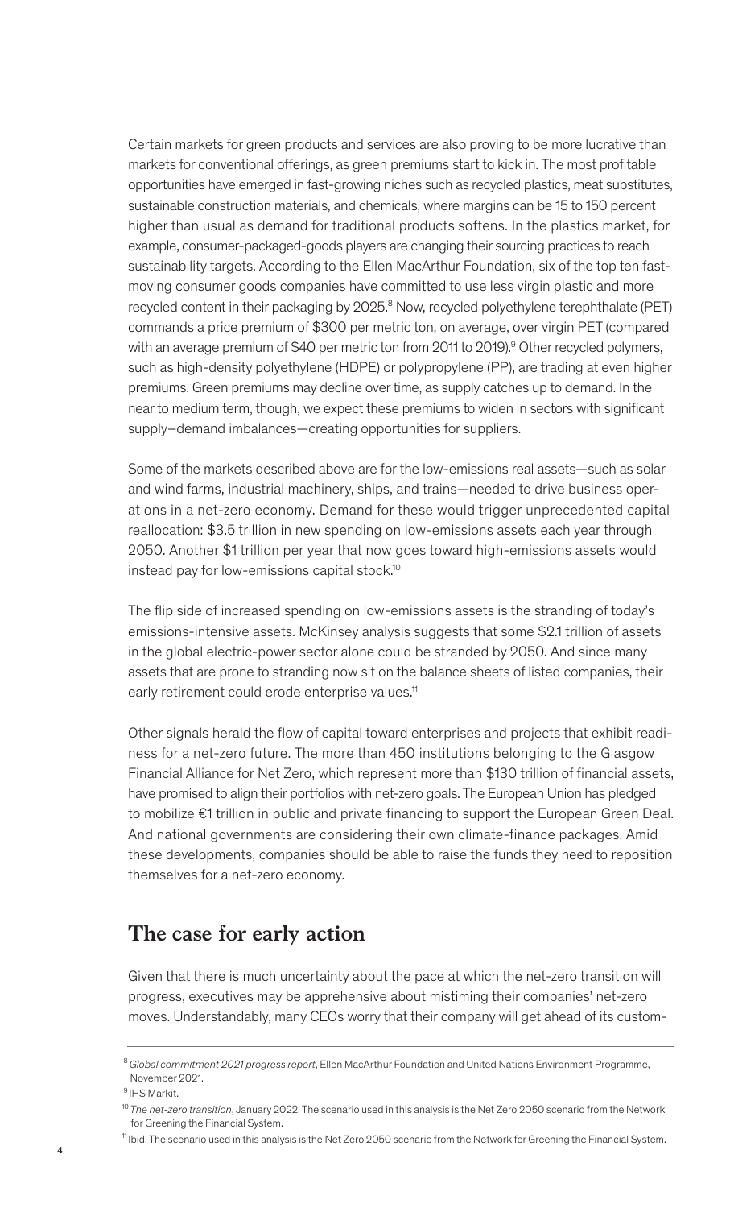Certain markets for green products and services are also proving to be more lucrative than markets for conventional offerings, as green premiums start to kick in. The most profitable opportunities have emerged in fast-growing niches such as recycled plastics, meat substitutes, sustainable construction materials, and chemicals, where margins can be 15 to 150 percent higher than usual as demand for traditional products softens. In the plastics market, for example, consumer-packaged-goods players are changing their sourcing practices to reach sustainability targets. According to the Ellen MacArthur Foundation, six of the top ten fast-moving consumer goods companies have committed to use less virgin plastic and more recycled content in their packaging by 2025.[8] Now, recycled polyethylene terephthalate (PET) commands a price premium of $300 per metric ton, on average, over virgin PET (compared with an average premium of $40 per metric ton from 2011 to 2019).[9] Other recycled polymers, such as high-density polyethylene (HDPE) or polypropylene (PP), are trading at even higher premiums. Green premiums may decline over time, as supply catches up to demand. In the near to medium term, though, we expect these premiums to widen in sectors with significant supply–demand imbalances—creating opportunities for suppliers.

Some of the markets described above are for the low-emissions real assets—such as solar and wind farms, industrial machinery, ships, and trains—needed to drive business operations in a net-zero economy. Demand for these would trigger unprecedented capital reallocation: $3.5 trillion in new spending on low-emissions assets each year through 2050. Another $1 trillion per year that now goes toward high-emissions assets would instead pay for low-emissions capital stock.[10]

The flip side of increased spending on low-emissions assets is the stranding of today's emissions-intensive assets. McKinsey analysis suggests that some $2.1 trillion of assets in the global electric-power sector alone could be stranded by 2050. And since many assets that are prone to stranding now sit on the balance sheets of listed companies, their early retirement could erode enterprise values.[11]

Other signals herald the flow of capital toward enterprises and projects that exhibit readiness for a net-zero future. The more than 450 institutions belonging to the Glasgow Financial Alliance for Net Zero, which represent more than $130 trillion of financial assets, have promised to align their portfolios with net-zero goals. The European Union has pledged to mobilize €1 trillion in public and private financing to support the European Green Deal. And national governments are considering their own climate-finance packages. Amid these developments, companies should be able to raise the funds they need to reposition themselves for a net-zero economy.

## The case for early action

Given that there is much uncertainty about the pace at which the net-zero transition will progress, executives may be apprehensive about mistiming their companies' net-zero moves. Understandably, many CEOs worry that their company will get ahead of its custom-

---

[8] *Global commitment 2021 progress report*, Ellen MacArthur Foundation and United Nations Environment Programme, November 2021.

[9] IHS Markit.

[10] *The net-zero transition*, January 2022. The scenario used in this analysis is the Net Zero 2050 scenario from the Network for Greening the Financial System.

[11] Ibid. The scenario used in this analysis is the Net Zero 2050 scenario from the Network for Greening the Financial System.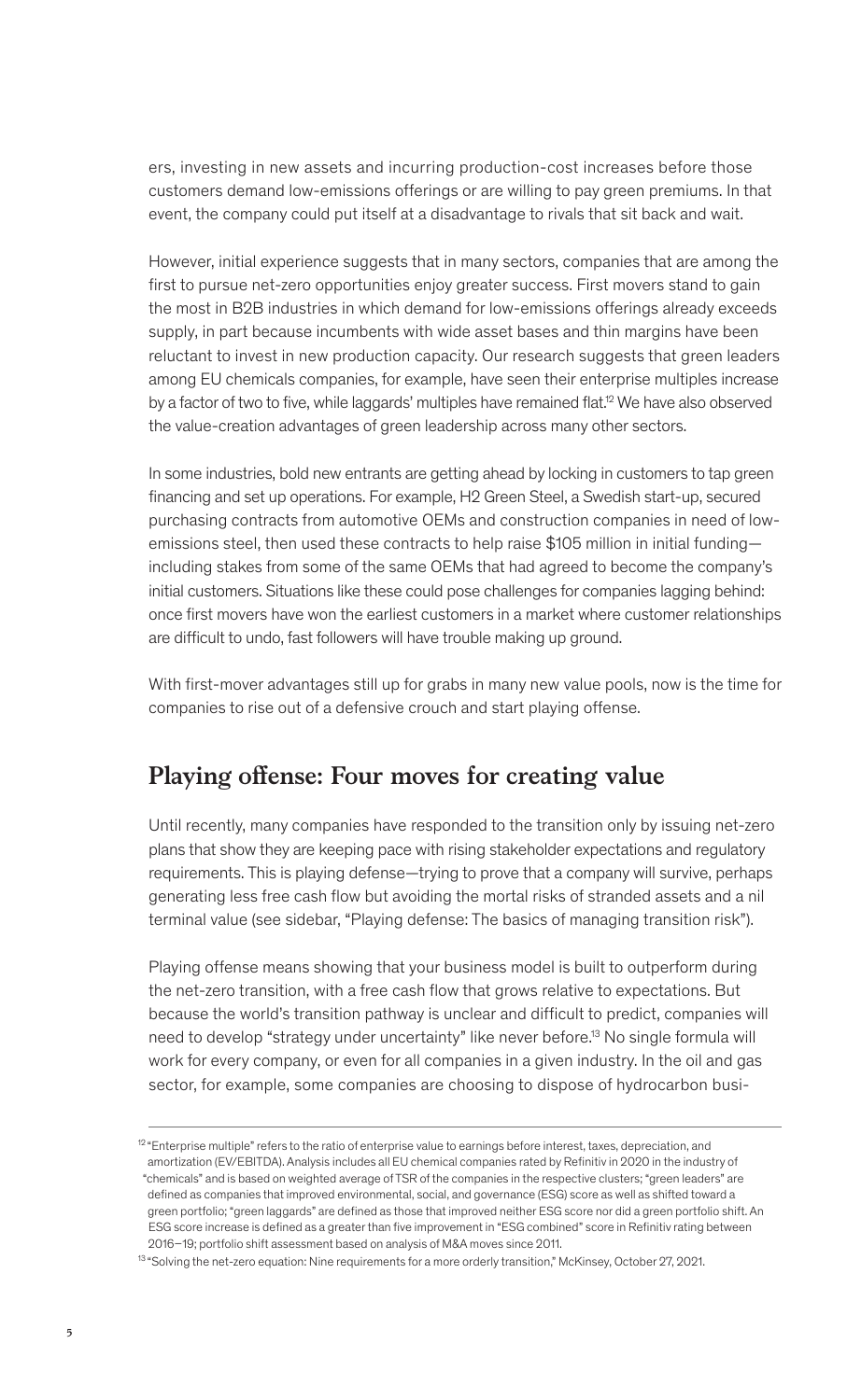ers, investing in new assets and incurring production-cost increases before those customers demand low-emissions offerings or are willing to pay green premiums. In that event, the company could put itself at a disadvantage to rivals that sit back and wait.

However, initial experience suggests that in many sectors, companies that are among the first to pursue net-zero opportunities enjoy greater success. First movers stand to gain the most in B2B industries in which demand for low-emissions offerings already exceeds supply, in part because incumbents with wide asset bases and thin margins have been reluctant to invest in new production capacity. Our research suggests that green leaders among EU chemicals companies, for example, have seen their enterprise multiples increase by a factor of two to five, while laggards' multiples have remained flat.[12] We have also observed the value-creation advantages of green leadership across many other sectors.

In some industries, bold new entrants are getting ahead by locking in customers to tap green financing and set up operations. For example, H2 Green Steel, a Swedish start-up, secured purchasing contracts from automotive OEMs and construction companies in need of low-emissions steel, then used these contracts to help raise $105 million in initial funding—including stakes from some of the same OEMs that had agreed to become the company's initial customers. Situations like these could pose challenges for companies lagging behind: once first movers have won the earliest customers in a market where customer relationships are difficult to undo, fast followers will have trouble making up ground.

With first-mover advantages still up for grabs in many new value pools, now is the time for companies to rise out of a defensive crouch and start playing offense.

## Playing offense: Four moves for creating value

Until recently, many companies have responded to the transition only by issuing net-zero plans that show they are keeping pace with rising stakeholder expectations and regulatory requirements. This is playing defense—trying to prove that a company will survive, perhaps generating less free cash flow but avoiding the mortal risks of stranded assets and a nil terminal value (see sidebar, "Playing defense: The basics of managing transition risk").

Playing offense means showing that your business model is built to outperform during the net-zero transition, with a free cash flow that grows relative to expectations. But because the world's transition pathway is unclear and difficult to predict, companies will need to develop "strategy under uncertainty" like never before.[13] No single formula will work for every company, or even for all companies in a given industry. In the oil and gas sector, for example, some companies are choosing to dispose of hydrocarbon busi-

---

[12] "Enterprise multiple" refers to the ratio of enterprise value to earnings before interest, taxes, depreciation, and amortization (EV/EBITDA). Analysis includes all EU chemical companies rated by Refinitiv in 2020 in the industry of "chemicals" and is based on weighted average of TSR of the companies in the respective clusters; "green leaders" are defined as companies that improved environmental, social, and governance (ESG) score as well as shifted toward a green portfolio; "green laggards" are defined as those that improved neither ESG score nor did a green portfolio shift. An ESG score increase is defined as a greater than five improvement in "ESG combined" score in Refinitiv rating between 2016–19; portfolio shift assessment based on analysis of M&A moves since 2011.

[13] "Solving the net-zero equation: Nine requirements for a more orderly transition," McKinsey, October 27, 2021.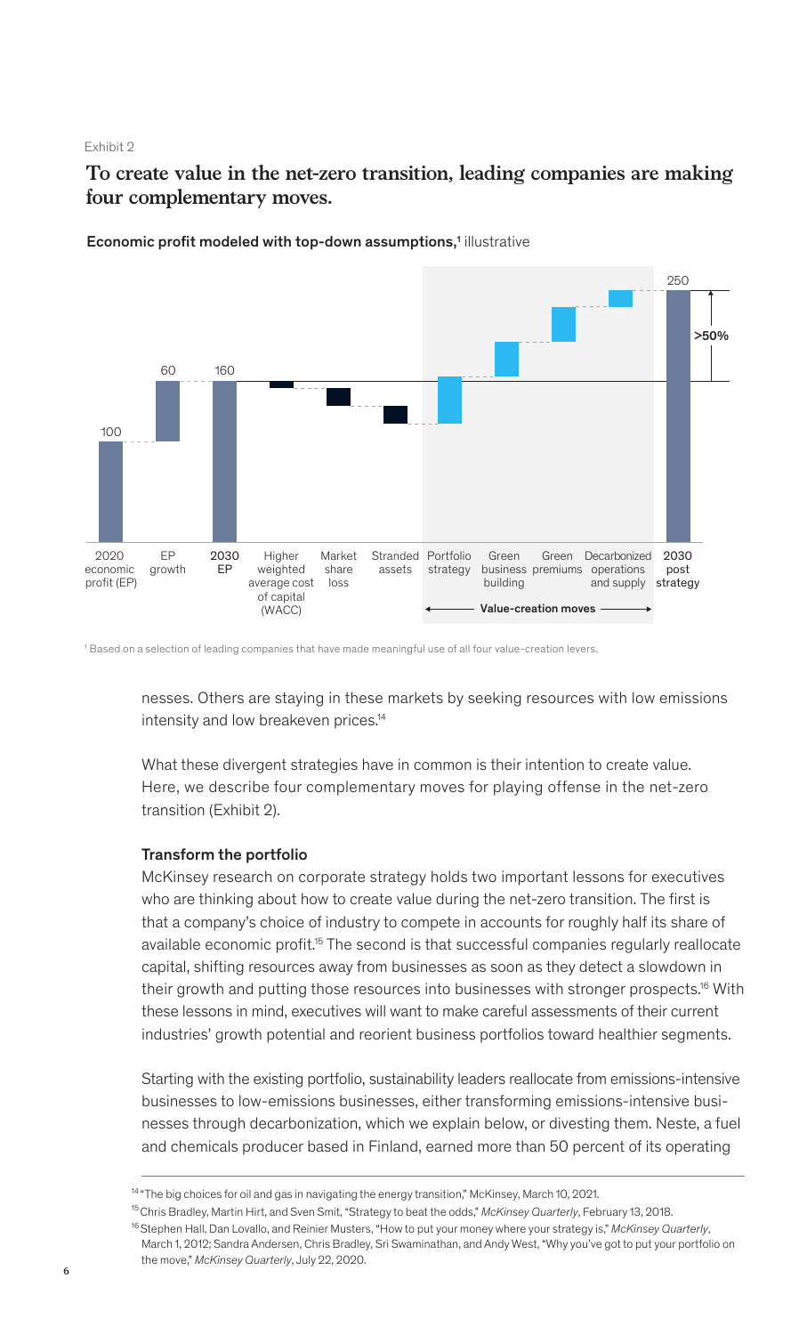Exhibit 2

## To create value in the net-zero transition, leading companies are making four complementary moves.

**Economic profit modeled with top-down assumptions,[1]** illustrative

| Category | Value |
|---|---|
| 2020 economic profit (EP) | 100 |
| EP growth | 60 |
| 2030 EP | 160 |
| Higher weighted average cost of capital (WACC) | |
| Market share loss | |
| Stranded assets | |
| Portfolio strategy | |
| Green business building | |
| Green premiums | |
| Decarbonized operations and supply | |
| 2030 post strategy | 250 |

Value-creation moves: Portfolio strategy, Green business building, Green premiums, Decarbonized operations and supply

2030 post strategy vs. 2030 EP: >50%

[1] Based on a selection of leading companies that have made meaningful use of all four value-creation levers.

nesses. Others are staying in these markets by seeking resources with low emissions intensity and low breakeven prices.[14]

What these divergent strategies have in common is their intention to create value. Here, we describe four complementary moves for playing offense in the net-zero transition (Exhibit 2).

### Transform the portfolio

McKinsey research on corporate strategy holds two important lessons for executives who are thinking about how to create value during the net-zero transition. The first is that a company's choice of industry to compete in accounts for roughly half its share of available economic profit.[15] The second is that successful companies regularly reallocate capital, shifting resources away from businesses as soon as they detect a slowdown in their growth and putting those resources into businesses with stronger prospects.[16] With these lessons in mind, executives will want to make careful assessments of their current industries' growth potential and reorient business portfolios toward healthier segments.

Starting with the existing portfolio, sustainability leaders reallocate from emissions-intensive businesses to low-emissions businesses, either transforming emissions-intensive businesses through decarbonization, which we explain below, or divesting them. Neste, a fuel and chemicals producer based in Finland, earned more than 50 percent of its operating

[14] "The big choices for oil and gas in navigating the energy transition," McKinsey, March 10, 2021.

[15] Chris Bradley, Martin Hirt, and Sven Smit, "Strategy to beat the odds," *McKinsey Quarterly*, February 13, 2018.

[16] Stephen Hall, Dan Lovallo, and Reinier Musters, "How to put your money where your strategy is," *McKinsey Quarterly*, March 1, 2012; Sandra Andersen, Chris Bradley, Sri Swaminathan, and Andy West, "Why you've got to put your portfolio on the move," *McKinsey Quarterly*, July 22, 2020.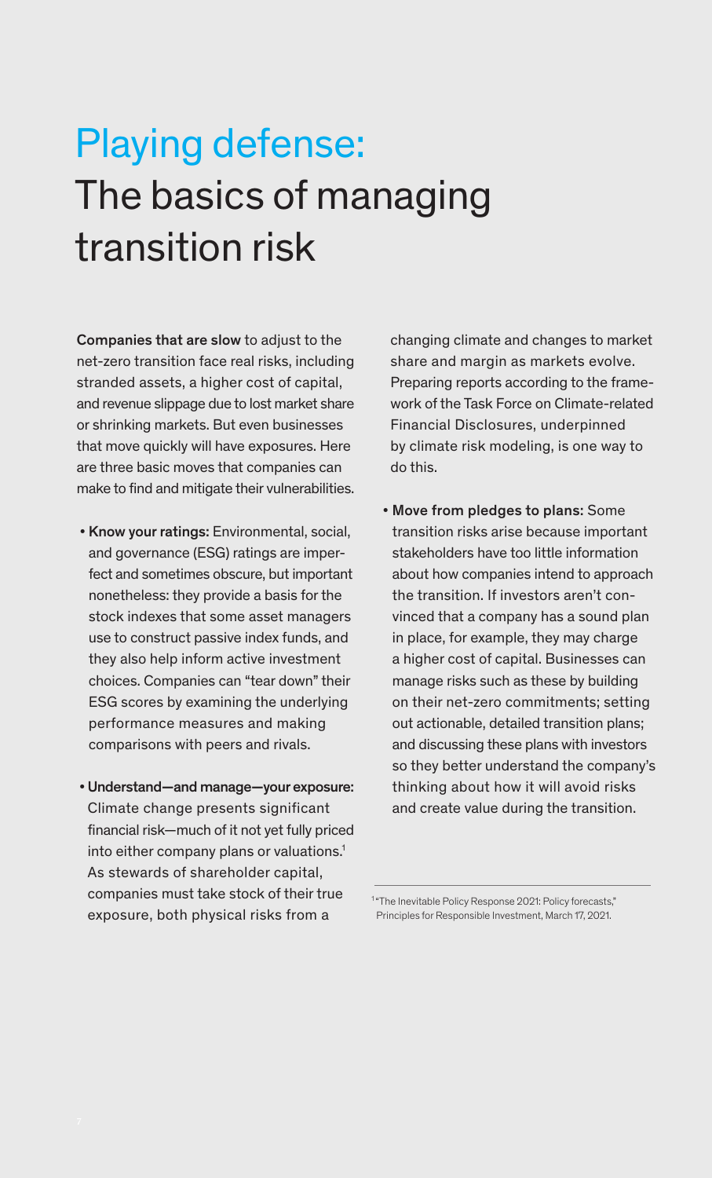# Playing defense: The basics of managing transition risk

**Companies that are slow** to adjust to the net-zero transition face real risks, including stranded assets, a higher cost of capital, and revenue slippage due to lost market share or shrinking markets. But even businesses that move quickly will have exposures. Here are three basic moves that companies can make to find and mitigate their vulnerabilities.

- **Know your ratings:** Environmental, social, and governance (ESG) ratings are imperfect and sometimes obscure, but important nonetheless: they provide a basis for the stock indexes that some asset managers use to construct passive index funds, and they also help inform active investment choices. Companies can "tear down" their ESG scores by examining the underlying performance measures and making comparisons with peers and rivals.

- **Understand—and manage—your exposure:** Climate change presents significant financial risk—much of it not yet fully priced into either company plans or valuations.[1] As stewards of shareholder capital, companies must take stock of their true exposure, both physical risks from a changing climate and changes to market share and margin as markets evolve. Preparing reports according to the framework of the Task Force on Climate-related Financial Disclosures, underpinned by climate risk modeling, is one way to do this.

- **Move from pledges to plans:** Some transition risks arise because important stakeholders have too little information about how companies intend to approach the transition. If investors aren't convinced that a company has a sound plan in place, for example, they may charge a higher cost of capital. Businesses can manage risks such as these by building on their net-zero commitments; setting out actionable, detailed transition plans; and discussing these plans with investors so they better understand the company's thinking about how it will avoid risks and create value during the transition.

---

[1] "The Inevitable Policy Response 2021: Policy forecasts," Principles for Responsible Investment, March 17, 2021.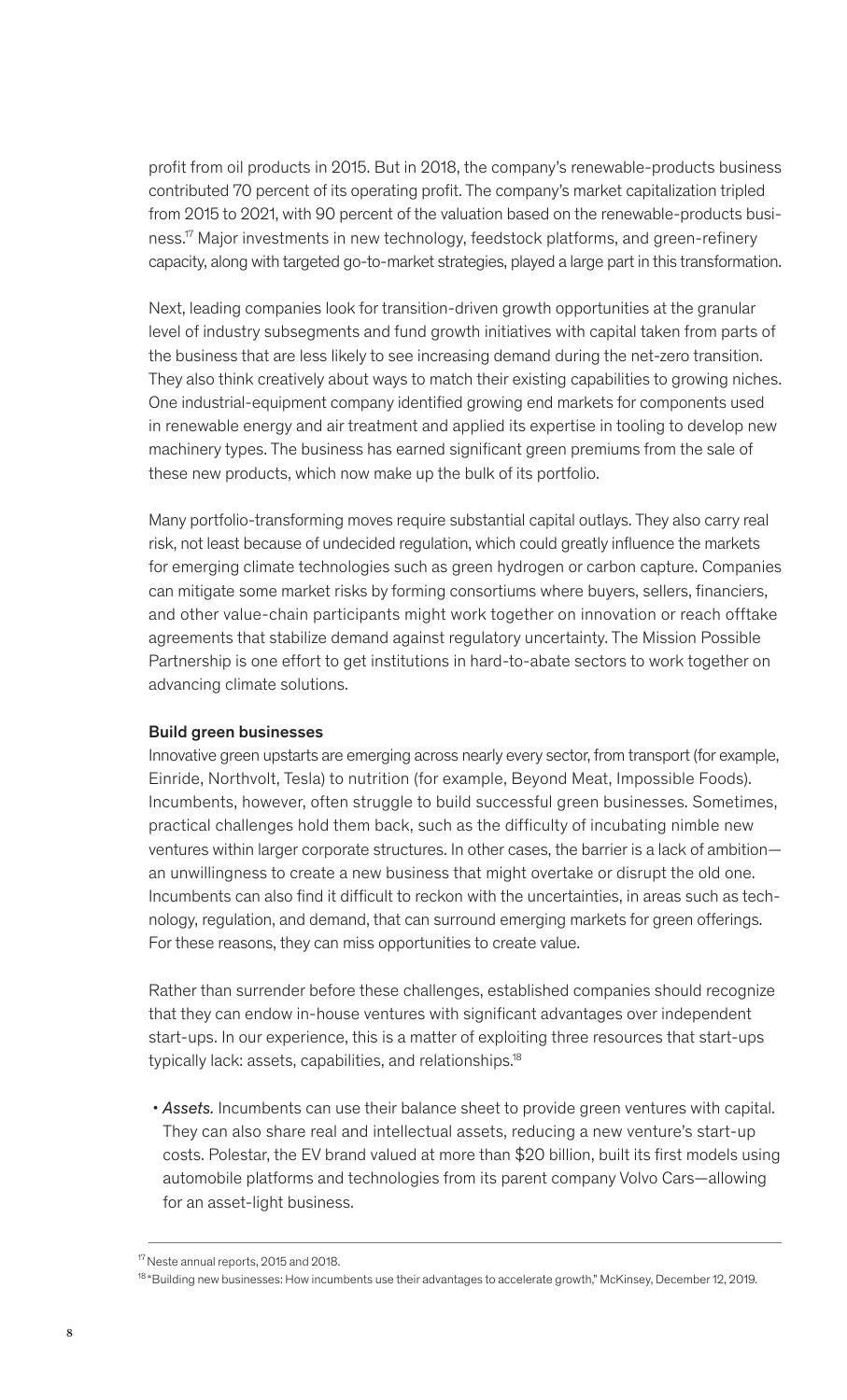profit from oil products in 2015. But in 2018, the company's renewable-products business contributed 70 percent of its operating profit. The company's market capitalization tripled from 2015 to 2021, with 90 percent of the valuation based on the renewable-products business.[17] Major investments in new technology, feedstock platforms, and green-refinery capacity, along with targeted go-to-market strategies, played a large part in this transformation.

Next, leading companies look for transition-driven growth opportunities at the granular level of industry subsegments and fund growth initiatives with capital taken from parts of the business that are less likely to see increasing demand during the net-zero transition. They also think creatively about ways to match their existing capabilities to growing niches. One industrial-equipment company identified growing end markets for components used in renewable energy and air treatment and applied its expertise in tooling to develop new machinery types. The business has earned significant green premiums from the sale of these new products, which now make up the bulk of its portfolio.

Many portfolio-transforming moves require substantial capital outlays. They also carry real risk, not least because of undecided regulation, which could greatly influence the markets for emerging climate technologies such as green hydrogen or carbon capture. Companies can mitigate some market risks by forming consortiums where buyers, sellers, financiers, and other value-chain participants might work together on innovation or reach offtake agreements that stabilize demand against regulatory uncertainty. The Mission Possible Partnership is one effort to get institutions in hard-to-abate sectors to work together on advancing climate solutions.

**Build green businesses**

Innovative green upstarts are emerging across nearly every sector, from transport (for example, Einride, Northvolt, Tesla) to nutrition (for example, Beyond Meat, Impossible Foods). Incumbents, however, often struggle to build successful green businesses. Sometimes, practical challenges hold them back, such as the difficulty of incubating nimble new ventures within larger corporate structures. In other cases, the barrier is a lack of ambition—an unwillingness to create a new business that might overtake or disrupt the old one. Incumbents can also find it difficult to reckon with the uncertainties, in areas such as technology, regulation, and demand, that can surround emerging markets for green offerings. For these reasons, they can miss opportunities to create value.

Rather than surrender before these challenges, established companies should recognize that they can endow in-house ventures with significant advantages over independent start-ups. In our experience, this is a matter of exploiting three resources that start-ups typically lack: assets, capabilities, and relationships.[18]

- *Assets.* Incumbents can use their balance sheet to provide green ventures with capital. They can also share real and intellectual assets, reducing a new venture's start-up costs. Polestar, the EV brand valued at more than $20 billion, built its first models using automobile platforms and technologies from its parent company Volvo Cars—allowing for an asset-light business.

---

[17] Neste annual reports, 2015 and 2018.

[18] "Building new businesses: How incumbents use their advantages to accelerate growth," McKinsey, December 12, 2019.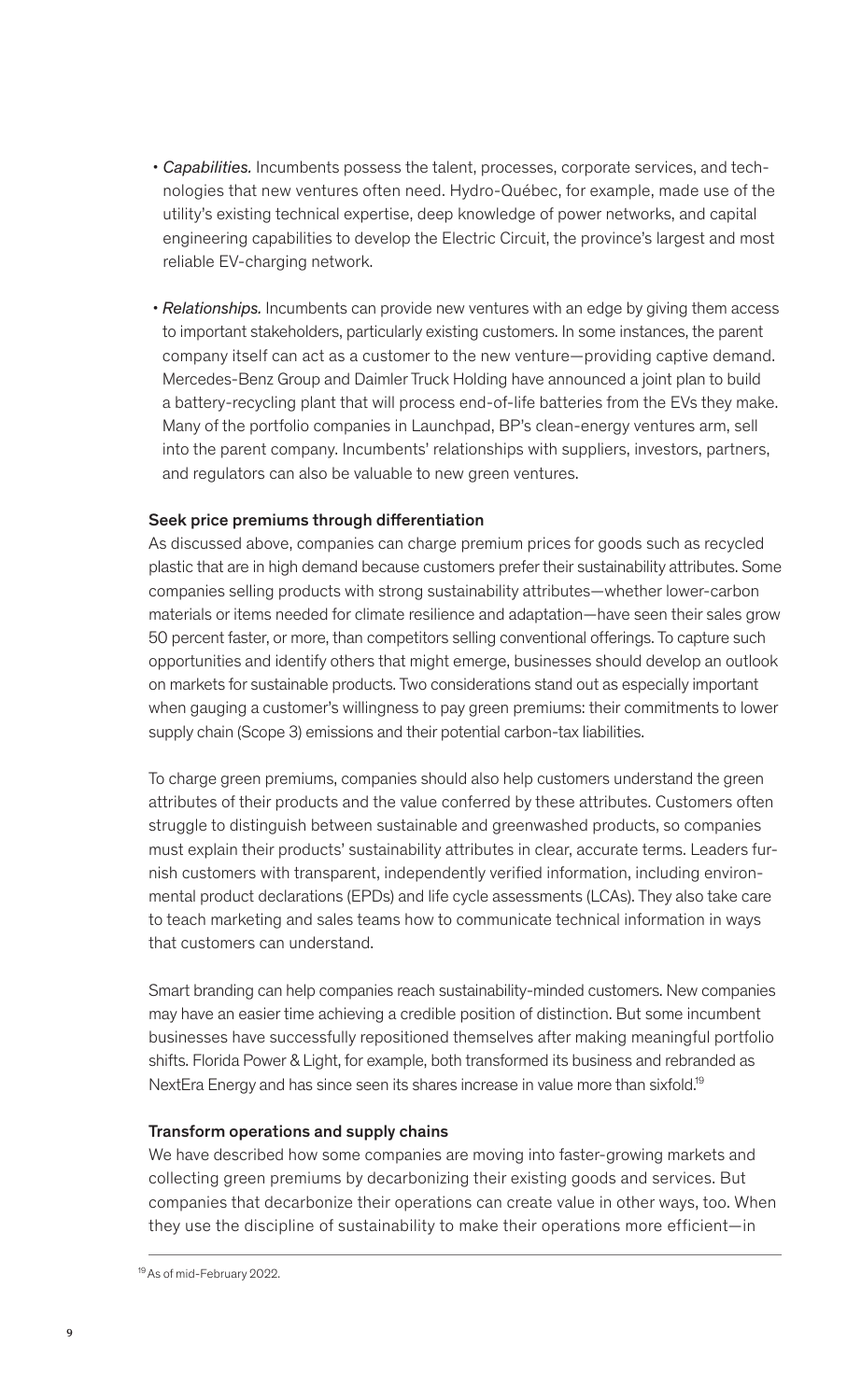- *Capabilities.* Incumbents possess the talent, processes, corporate services, and technologies that new ventures often need. Hydro-Québec, for example, made use of the utility's existing technical expertise, deep knowledge of power networks, and capital engineering capabilities to develop the Electric Circuit, the province's largest and most reliable EV-charging network.

- *Relationships.* Incumbents can provide new ventures with an edge by giving them access to important stakeholders, particularly existing customers. In some instances, the parent company itself can act as a customer to the new venture—providing captive demand. Mercedes-Benz Group and Daimler Truck Holding have announced a joint plan to build a battery-recycling plant that will process end-of-life batteries from the EVs they make. Many of the portfolio companies in Launchpad, BP's clean-energy ventures arm, sell into the parent company. Incumbents' relationships with suppliers, investors, partners, and regulators can also be valuable to new green ventures.

### Seek price premiums through differentiation

As discussed above, companies can charge premium prices for goods such as recycled plastic that are in high demand because customers prefer their sustainability attributes. Some companies selling products with strong sustainability attributes—whether lower-carbon materials or items needed for climate resilience and adaptation—have seen their sales grow 50 percent faster, or more, than competitors selling conventional offerings. To capture such opportunities and identify others that might emerge, businesses should develop an outlook on markets for sustainable products. Two considerations stand out as especially important when gauging a customer's willingness to pay green premiums: their commitments to lower supply chain (Scope 3) emissions and their potential carbon-tax liabilities.

To charge green premiums, companies should also help customers understand the green attributes of their products and the value conferred by these attributes. Customers often struggle to distinguish between sustainable and greenwashed products, so companies must explain their products' sustainability attributes in clear, accurate terms. Leaders furnish customers with transparent, independently verified information, including environmental product declarations (EPDs) and life cycle assessments (LCAs). They also take care to teach marketing and sales teams how to communicate technical information in ways that customers can understand.

Smart branding can help companies reach sustainability-minded customers. New companies may have an easier time achieving a credible position of distinction. But some incumbent businesses have successfully repositioned themselves after making meaningful portfolio shifts. Florida Power & Light, for example, both transformed its business and rebranded as NextEra Energy and has since seen its shares increase in value more than sixfold.[19]

### Transform operations and supply chains

We have described how some companies are moving into faster-growing markets and collecting green premiums by decarbonizing their existing goods and services. But companies that decarbonize their operations can create value in other ways, too. When they use the discipline of sustainability to make their operations more efficient—in

[19] As of mid-February 2022.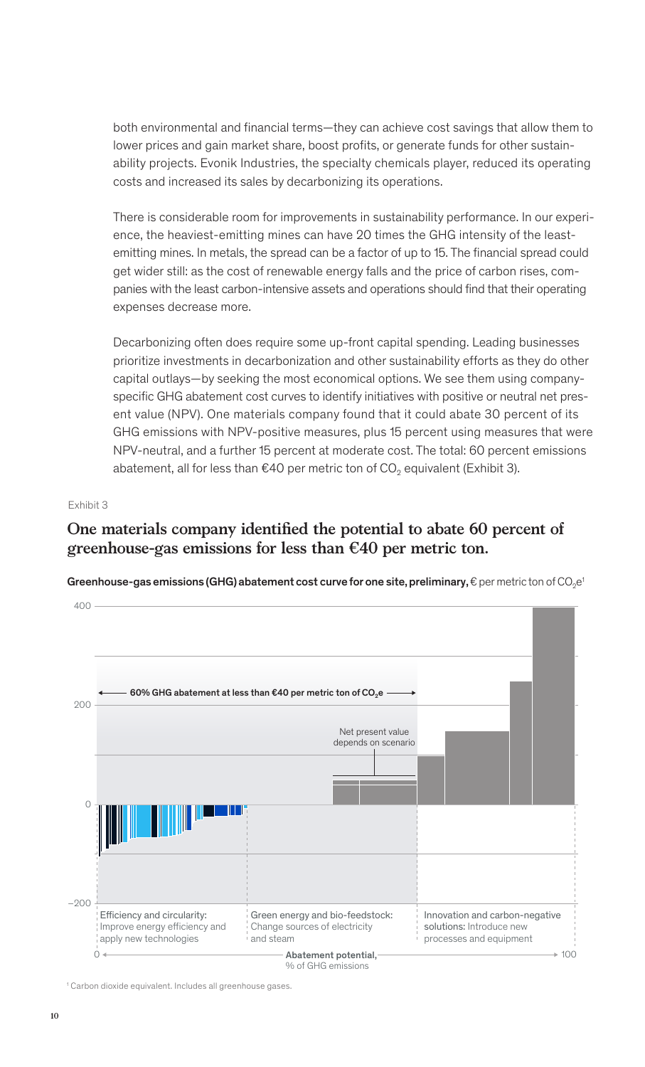both environmental and financial terms—they can achieve cost savings that allow them to lower prices and gain market share, boost profits, or generate funds for other sustainability projects. Evonik Industries, the specialty chemicals player, reduced its operating costs and increased its sales by decarbonizing its operations.

There is considerable room for improvements in sustainability performance. In our experience, the heaviest-emitting mines can have 20 times the GHG intensity of the least-emitting mines. In metals, the spread can be a factor of up to 15. The financial spread could get wider still: as the cost of renewable energy falls and the price of carbon rises, companies with the least carbon-intensive assets and operations should find that their operating expenses decrease more.

Decarbonizing often does require some up-front capital spending. Leading businesses prioritize investments in decarbonization and other sustainability efforts as they do other capital outlays—by seeking the most economical options. We see them using company-specific GHG abatement cost curves to identify initiatives with positive or neutral net present value (NPV). One materials company found that it could abate 30 percent of its GHG emissions with NPV-positive measures, plus 15 percent using measures that were NPV-neutral, and a further 15 percent at moderate cost. The total: 60 percent emissions abatement, all for less than €40 per metric ton of $CO_2$ equivalent (Exhibit 3).

Exhibit 3

## One materials company identified the potential to abate 60 percent of greenhouse-gas emissions for less than €40 per metric ton.

**Greenhouse-gas emissions (GHG) abatement cost curve for one site, preliminary,** € per metric ton of $CO_2e$[1]

400

60% GHG abatement at less than €40 per metric ton of $CO_2e$

200

Net present value depends on scenario

0

−200

Efficiency and circularity: Improve energy efficiency and apply new technologies

Green energy and bio-feedstock: Change sources of electricity and steam

Innovation and carbon-negative solutions: Introduce new processes and equipment

0 — **Abatement potential,** % of GHG emissions — 100

[1] Carbon dioxide equivalent. Includes all greenhouse gases.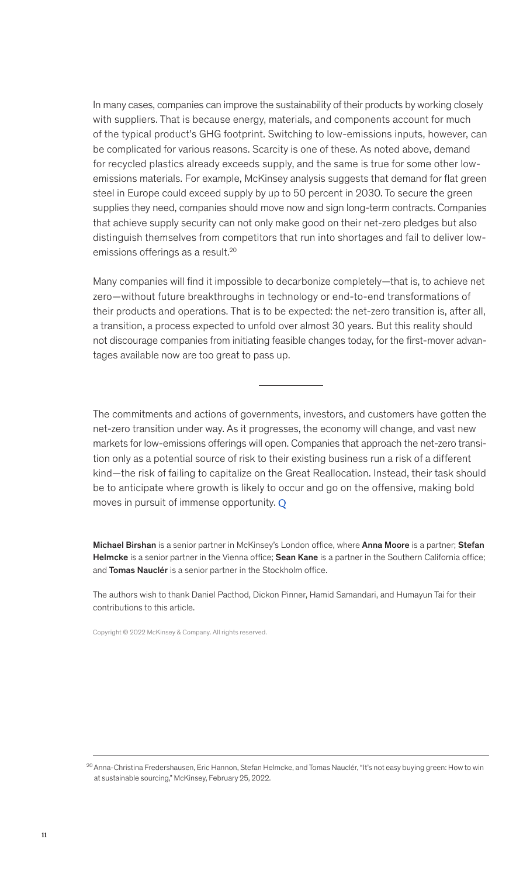In many cases, companies can improve the sustainability of their products by working closely with suppliers. That is because energy, materials, and components account for much of the typical product's GHG footprint. Switching to low-emissions inputs, however, can be complicated for various reasons. Scarcity is one of these. As noted above, demand for recycled plastics already exceeds supply, and the same is true for some other low-emissions materials. For example, McKinsey analysis suggests that demand for flat green steel in Europe could exceed supply by up to 50 percent in 2030. To secure the green supplies they need, companies should move now and sign long-term contracts. Companies that achieve supply security can not only make good on their net-zero pledges but also distinguish themselves from competitors that run into shortages and fail to deliver low-emissions offerings as a result.[20]

Many companies will find it impossible to decarbonize completely—that is, to achieve net zero—without future breakthroughs in technology or end-to-end transformations of their products and operations. That is to be expected: the net-zero transition is, after all, a transition, a process expected to unfold over almost 30 years. But this reality should not discourage companies from initiating feasible changes today, for the first-mover advantages available now are too great to pass up.

---

The commitments and actions of governments, investors, and customers have gotten the net-zero transition under way. As it progresses, the economy will change, and vast new markets for low-emissions offerings will open. Companies that approach the net-zero transition only as a potential source of risk to their existing business run a risk of a different kind—the risk of failing to capitalize on the Great Reallocation. Instead, their task should be to anticipate where growth is likely to occur and go on the offensive, making bold moves in pursuit of immense opportunity.

**Michael Birshan** is a senior partner in McKinsey's London office, where **Anna Moore** is a partner; **Stefan Helmcke** is a senior partner in the Vienna office; **Sean Kane** is a partner in the Southern California office; and **Tomas Nauclér** is a senior partner in the Stockholm office.

The authors wish to thank Daniel Pacthod, Dickon Pinner, Hamid Samandari, and Humayun Tai for their contributions to this article.

Copyright © 2022 McKinsey & Company. All rights reserved.

---

[20] Anna-Christina Fredershausen, Eric Hannon, Stefan Helmcke, and Tomas Nauclér, "It's not easy buying green: How to win at sustainable sourcing," McKinsey, February 25, 2022.